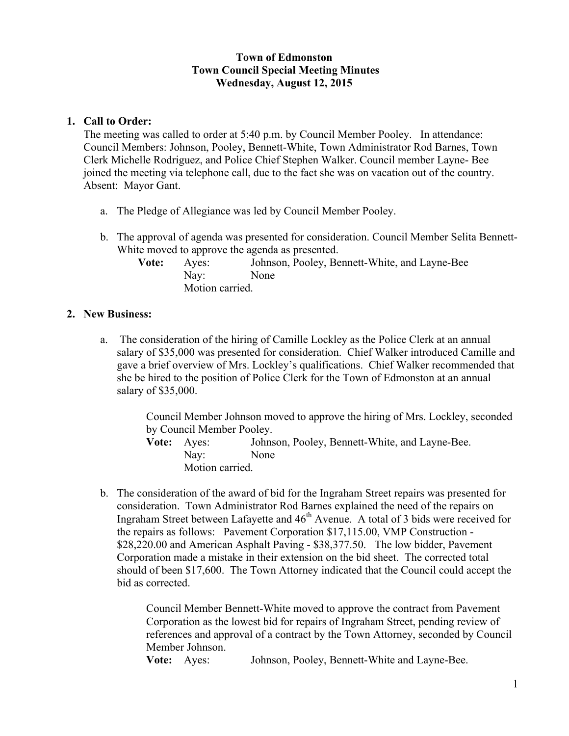# Town of Edmonston
## Town Council Special Meeting Minutes
### Wednesday, August 12, 2015

**1. Call to Order:**

The meeting was called to order at 5:40 p.m. by Council Member Pooley. In attendance: Council Members: Johnson, Pooley, Bennett-White, Town Administrator Rod Barnes, Town Clerk Michelle Rodriguez, and Police Chief Stephen Walker. Council member Layne- Bee joined the meeting via telephone call, due to the fact she was on vacation out of the country. Absent: Mayor Gant.

a. The Pledge of Allegiance was led by Council Member Pooley.

b. The approval of agenda was presented for consideration. Council Member Selita Bennett-White moved to approve the agenda as presented.

**Vote:** Ayes: Johnson, Pooley, Bennett-White, and Layne-Bee
Nay: None
Motion carried.

**2. New Business:**

a. The consideration of the hiring of Camille Lockley as the Police Clerk at an annual salary of $35,000 was presented for consideration. Chief Walker introduced Camille and gave a brief overview of Mrs. Lockley's qualifications. Chief Walker recommended that she be hired to the position of Police Clerk for the Town of Edmonston at an annual salary of $35,000.

Council Member Johnson moved to approve the hiring of Mrs. Lockley, seconded by Council Member Pooley.

**Vote:** Ayes: Johnson, Pooley, Bennett-White, and Layne-Bee.
Nay: None
Motion carried.

b. The consideration of the award of bid for the Ingraham Street repairs was presented for consideration. Town Administrator Rod Barnes explained the need of the repairs on Ingraham Street between Lafayette and 46th Avenue. A total of 3 bids were received for the repairs as follows: Pavement Corporation $17,115.00, VMP Construction - $28,220.00 and American Asphalt Paving - $38,377.50. The low bidder, Pavement Corporation made a mistake in their extension on the bid sheet. The corrected total should of been $17,600. The Town Attorney indicated that the Council could accept the bid as corrected.

Council Member Bennett-White moved to approve the contract from Pavement Corporation as the lowest bid for repairs of Ingraham Street, pending review of references and approval of a contract by the Town Attorney, seconded by Council Member Johnson.

**Vote:** Ayes: Johnson, Pooley, Bennett-White and Layne-Bee.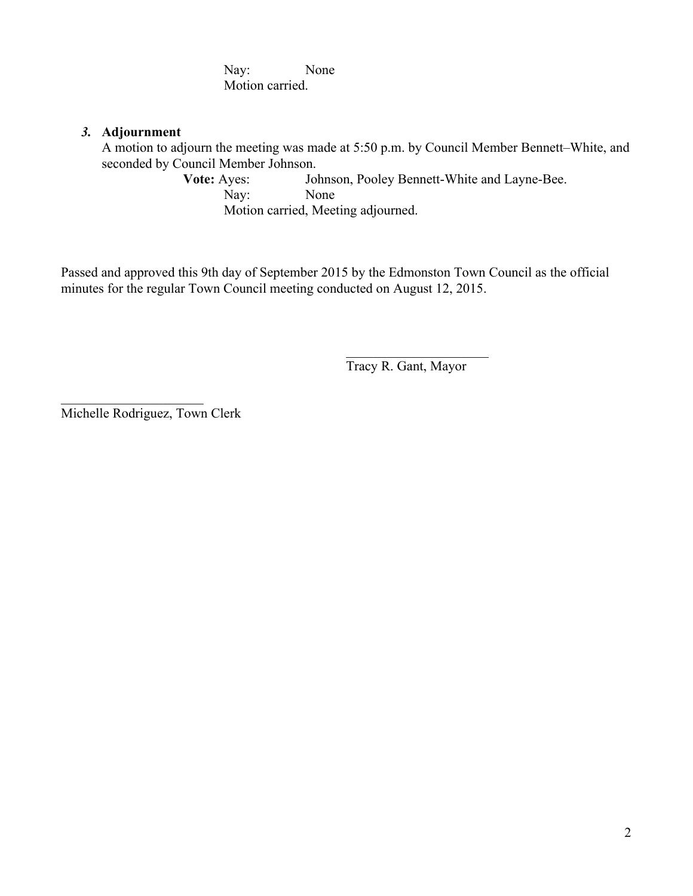Nay: None
Motion carried.

***3.*** **Adjournment**
A motion to adjourn the meeting was made at 5:50 p.m. by Council Member Bennett–White, and seconded by Council Member Johnson.

**Vote:** Ayes: Johnson, Pooley Bennett-White and Layne-Bee.
Nay: None
Motion carried, Meeting adjourned.

Passed and approved this 9th day of September 2015 by the Edmonston Town Council as the official minutes for the regular Town Council meeting conducted on August 12, 2015.

______________________
Tracy R. Gant, Mayor

______________________
Michelle Rodriguez, Town Clerk